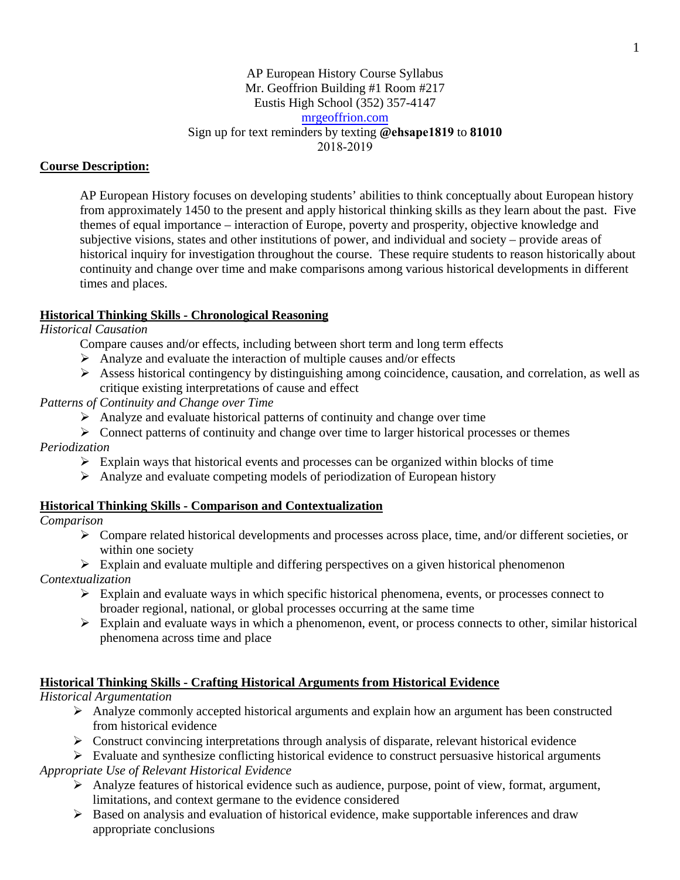AP European History Course Syllabus
Mr. Geoffrion Building #1 Room #217
Eustis High School (352) 357-4147
[mrgeoffrion.com](mrgeoffrion.com)
Sign up for text reminders by texting **@ehsape1819** to **81010**
2018-2019

## Course Description:

AP European History focuses on developing students' abilities to think conceptually about European history from approximately 1450 to the present and apply historical thinking skills as they learn about the past. Five themes of equal importance – interaction of Europe, poverty and prosperity, objective knowledge and subjective visions, states and other institutions of power, and individual and society – provide areas of historical inquiry for investigation throughout the course. These require students to reason historically about continuity and change over time and make comparisons among various historical developments in different times and places.

## Historical Thinking Skills - Chronological Reasoning

*Historical Causation*

Compare causes and/or effects, including between short term and long term effects

- Analyze and evaluate the interaction of multiple causes and/or effects
- Assess historical contingency by distinguishing among coincidence, causation, and correlation, as well as critique existing interpretations of cause and effect

*Patterns of Continuity and Change over Time*

- Analyze and evaluate historical patterns of continuity and change over time
- Connect patterns of continuity and change over time to larger historical processes or themes

*Periodization*

- Explain ways that historical events and processes can be organized within blocks of time
- Analyze and evaluate competing models of periodization of European history

## Historical Thinking Skills - Comparison and Contextualization

*Comparison*

- Compare related historical developments and processes across place, time, and/or different societies, or within one society
- Explain and evaluate multiple and differing perspectives on a given historical phenomenon

*Contextualization*

- Explain and evaluate ways in which specific historical phenomena, events, or processes connect to broader regional, national, or global processes occurring at the same time
- Explain and evaluate ways in which a phenomenon, event, or process connects to other, similar historical phenomena across time and place

## Historical Thinking Skills - Crafting Historical Arguments from Historical Evidence

*Historical Argumentation*

- Analyze commonly accepted historical arguments and explain how an argument has been constructed from historical evidence
- Construct convincing interpretations through analysis of disparate, relevant historical evidence
- Evaluate and synthesize conflicting historical evidence to construct persuasive historical arguments

*Appropriate Use of Relevant Historical Evidence*

- Analyze features of historical evidence such as audience, purpose, point of view, format, argument, limitations, and context germane to the evidence considered
- Based on analysis and evaluation of historical evidence, make supportable inferences and draw appropriate conclusions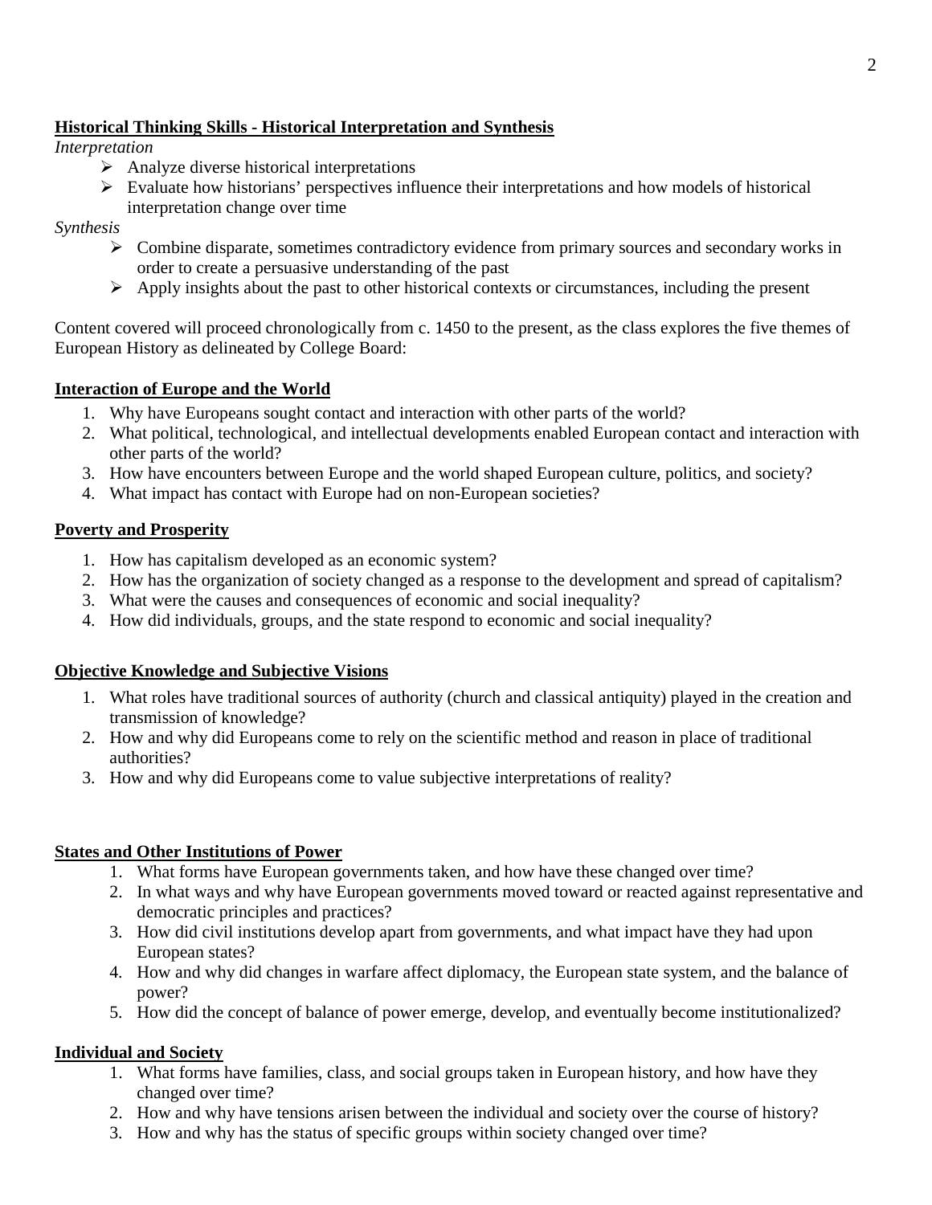**Historical Thinking Skills - Historical Interpretation and Synthesis**

*Interpretation*

- Analyze diverse historical interpretations
- Evaluate how historians' perspectives influence their interpretations and how models of historical interpretation change over time

*Synthesis*

- Combine disparate, sometimes contradictory evidence from primary sources and secondary works in order to create a persuasive understanding of the past
- Apply insights about the past to other historical contexts or circumstances, including the present

Content covered will proceed chronologically from c. 1450 to the present, as the class explores the five themes of European History as delineated by College Board:

**Interaction of Europe and the World**

1. Why have Europeans sought contact and interaction with other parts of the world?
2. What political, technological, and intellectual developments enabled European contact and interaction with other parts of the world?
3. How have encounters between Europe and the world shaped European culture, politics, and society?
4. What impact has contact with Europe had on non-European societies?

**Poverty and Prosperity**

1. How has capitalism developed as an economic system?
2. How has the organization of society changed as a response to the development and spread of capitalism?
3. What were the causes and consequences of economic and social inequality?
4. How did individuals, groups, and the state respond to economic and social inequality?

**Objective Knowledge and Subjective Visions**

1. What roles have traditional sources of authority (church and classical antiquity) played in the creation and transmission of knowledge?
2. How and why did Europeans come to rely on the scientific method and reason in place of traditional authorities?
3. How and why did Europeans come to value subjective interpretations of reality?

**States and Other Institutions of Power**

1. What forms have European governments taken, and how have these changed over time?
2. In what ways and why have European governments moved toward or reacted against representative and democratic principles and practices?
3. How did civil institutions develop apart from governments, and what impact have they had upon European states?
4. How and why did changes in warfare affect diplomacy, the European state system, and the balance of power?
5. How did the concept of balance of power emerge, develop, and eventually become institutionalized?

**Individual and Society**

1. What forms have families, class, and social groups taken in European history, and how have they changed over time?
2. How and why have tensions arisen between the individual and society over the course of history?
3. How and why has the status of specific groups within society changed over time?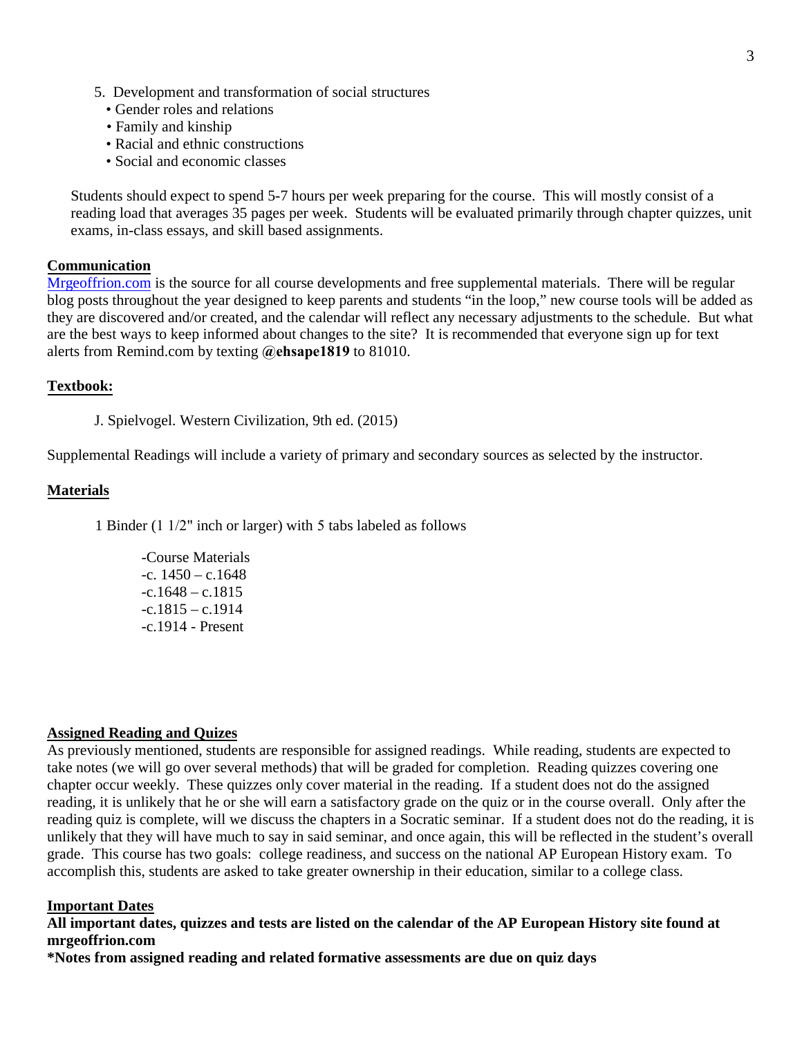5. Development and transformation of social structures
   - Gender roles and relations
   - Family and kinship
   - Racial and ethnic constructions
   - Social and economic classes

Students should expect to spend 5-7 hours per week preparing for the course. This will mostly consist of a reading load that averages 35 pages per week. Students will be evaluated primarily through chapter quizzes, unit exams, in-class essays, and skill based assignments.

## Communication

Mrgeoffrion.com is the source for all course developments and free supplemental materials. There will be regular blog posts throughout the year designed to keep parents and students "in the loop," new course tools will be added as they are discovered and/or created, and the calendar will reflect any necessary adjustments to the schedule. But what are the best ways to keep informed about changes to the site? It is recommended that everyone sign up for text alerts from Remind.com by texting **@ehsape1819** to 81010.

## Textbook:

J. Spielvogel. Western Civilization, 9th ed. (2015)

Supplemental Readings will include a variety of primary and secondary sources as selected by the instructor.

## Materials

1 Binder (1 1/2" inch or larger) with 5 tabs labeled as follows

- -Course Materials
- -c. 1450 – c.1648
- -c.1648 – c.1815
- -c.1815 – c.1914
- -c.1914 - Present

## Assigned Reading and Quizes

As previously mentioned, students are responsible for assigned readings. While reading, students are expected to take notes (we will go over several methods) that will be graded for completion. Reading quizzes covering one chapter occur weekly. These quizzes only cover material in the reading. If a student does not do the assigned reading, it is unlikely that he or she will earn a satisfactory grade on the quiz or in the course overall. Only after the reading quiz is complete, will we discuss the chapters in a Socratic seminar. If a student does not do the reading, it is unlikely that they will have much to say in said seminar, and once again, this will be reflected in the student's overall grade. This course has two goals: college readiness, and success on the national AP European History exam. To accomplish this, students are asked to take greater ownership in their education, similar to a college class.

## Important Dates

**All important dates, quizzes and tests are listed on the calendar of the AP European History site found at mrgeoffrion.com**

**\*Notes from assigned reading and related formative assessments are due on quiz days**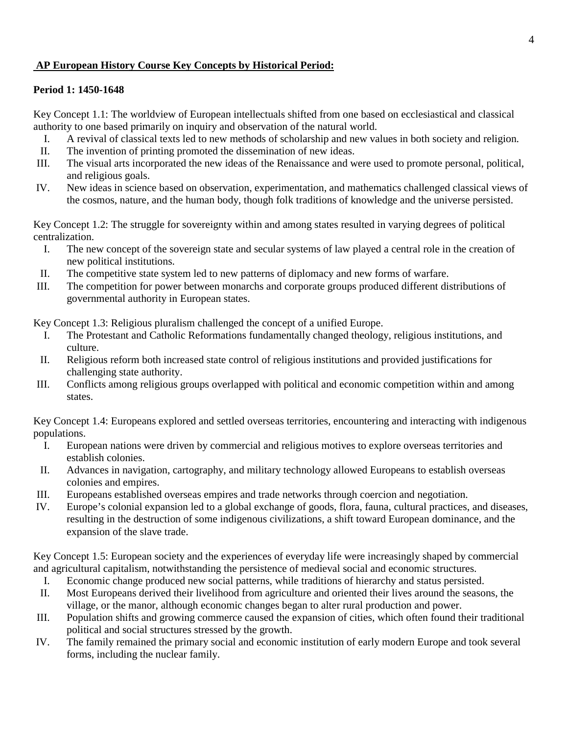**AP European History Course Key Concepts by Historical Period:**

**Period 1: 1450-1648**

Key Concept 1.1: The worldview of European intellectuals shifted from one based on ecclesiastical and classical authority to one based primarily on inquiry and observation of the natural world.

I. A revival of classical texts led to new methods of scholarship and new values in both society and religion.
II. The invention of printing promoted the dissemination of new ideas.
III. The visual arts incorporated the new ideas of the Renaissance and were used to promote personal, political, and religious goals.
IV. New ideas in science based on observation, experimentation, and mathematics challenged classical views of the cosmos, nature, and the human body, though folk traditions of knowledge and the universe persisted.

Key Concept 1.2: The struggle for sovereignty within and among states resulted in varying degrees of political centralization.

I. The new concept of the sovereign state and secular systems of law played a central role in the creation of new political institutions.
II. The competitive state system led to new patterns of diplomacy and new forms of warfare.
III. The competition for power between monarchs and corporate groups produced different distributions of governmental authority in European states.

Key Concept 1.3: Religious pluralism challenged the concept of a unified Europe.

I. The Protestant and Catholic Reformations fundamentally changed theology, religious institutions, and culture.
II. Religious reform both increased state control of religious institutions and provided justifications for challenging state authority.
III. Conflicts among religious groups overlapped with political and economic competition within and among states.

Key Concept 1.4: Europeans explored and settled overseas territories, encountering and interacting with indigenous populations.

I. European nations were driven by commercial and religious motives to explore overseas territories and establish colonies.
II. Advances in navigation, cartography, and military technology allowed Europeans to establish overseas colonies and empires.
III. Europeans established overseas empires and trade networks through coercion and negotiation.
IV. Europe's colonial expansion led to a global exchange of goods, flora, fauna, cultural practices, and diseases, resulting in the destruction of some indigenous civilizations, a shift toward European dominance, and the expansion of the slave trade.

Key Concept 1.5: European society and the experiences of everyday life were increasingly shaped by commercial and agricultural capitalism, notwithstanding the persistence of medieval social and economic structures.

I. Economic change produced new social patterns, while traditions of hierarchy and status persisted.
II. Most Europeans derived their livelihood from agriculture and oriented their lives around the seasons, the village, or the manor, although economic changes began to alter rural production and power.
III. Population shifts and growing commerce caused the expansion of cities, which often found their traditional political and social structures stressed by the growth.
IV. The family remained the primary social and economic institution of early modern Europe and took several forms, including the nuclear family.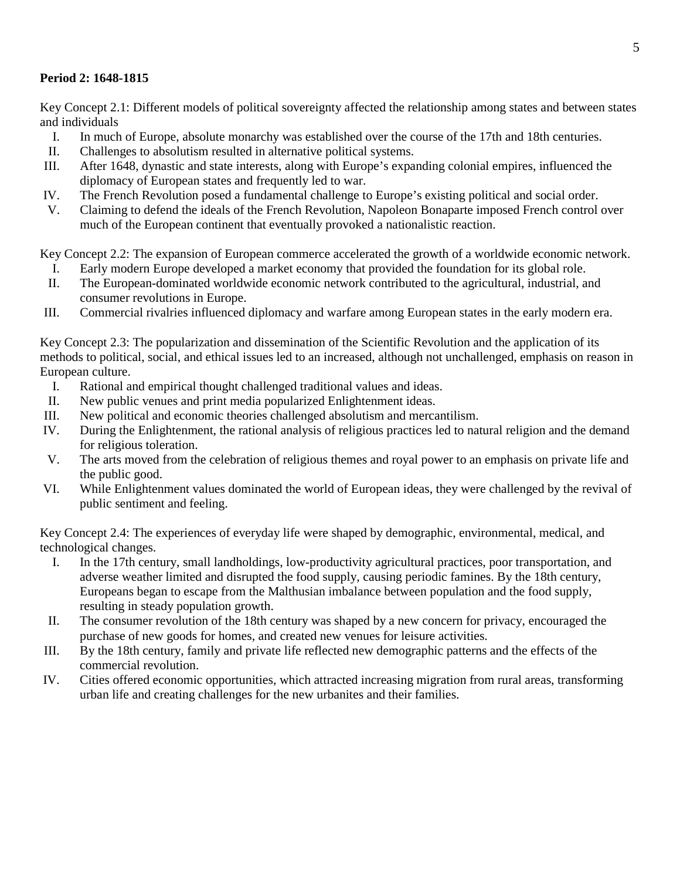**Period 2: 1648-1815**

Key Concept 2.1: Different models of political sovereignty affected the relationship among states and between states and individuals

I. In much of Europe, absolute monarchy was established over the course of the 17th and 18th centuries.
II. Challenges to absolutism resulted in alternative political systems.
III. After 1648, dynastic and state interests, along with Europe's expanding colonial empires, influenced the diplomacy of European states and frequently led to war.
IV. The French Revolution posed a fundamental challenge to Europe's existing political and social order.
V. Claiming to defend the ideals of the French Revolution, Napoleon Bonaparte imposed French control over much of the European continent that eventually provoked a nationalistic reaction.

Key Concept 2.2: The expansion of European commerce accelerated the growth of a worldwide economic network.

I. Early modern Europe developed a market economy that provided the foundation for its global role.
II. The European-dominated worldwide economic network contributed to the agricultural, industrial, and consumer revolutions in Europe.
III. Commercial rivalries influenced diplomacy and warfare among European states in the early modern era.

Key Concept 2.3: The popularization and dissemination of the Scientific Revolution and the application of its methods to political, social, and ethical issues led to an increased, although not unchallenged, emphasis on reason in European culture.

I. Rational and empirical thought challenged traditional values and ideas.
II. New public venues and print media popularized Enlightenment ideas.
III. New political and economic theories challenged absolutism and mercantilism.
IV. During the Enlightenment, the rational analysis of religious practices led to natural religion and the demand for religious toleration.
V. The arts moved from the celebration of religious themes and royal power to an emphasis on private life and the public good.
VI. While Enlightenment values dominated the world of European ideas, they were challenged by the revival of public sentiment and feeling.

Key Concept 2.4: The experiences of everyday life were shaped by demographic, environmental, medical, and technological changes.

I. In the 17th century, small landholdings, low-productivity agricultural practices, poor transportation, and adverse weather limited and disrupted the food supply, causing periodic famines. By the 18th century, Europeans began to escape from the Malthusian imbalance between population and the food supply, resulting in steady population growth.
II. The consumer revolution of the 18th century was shaped by a new concern for privacy, encouraged the purchase of new goods for homes, and created new venues for leisure activities.
III. By the 18th century, family and private life reflected new demographic patterns and the effects of the commercial revolution.
IV. Cities offered economic opportunities, which attracted increasing migration from rural areas, transforming urban life and creating challenges for the new urbanites and their families.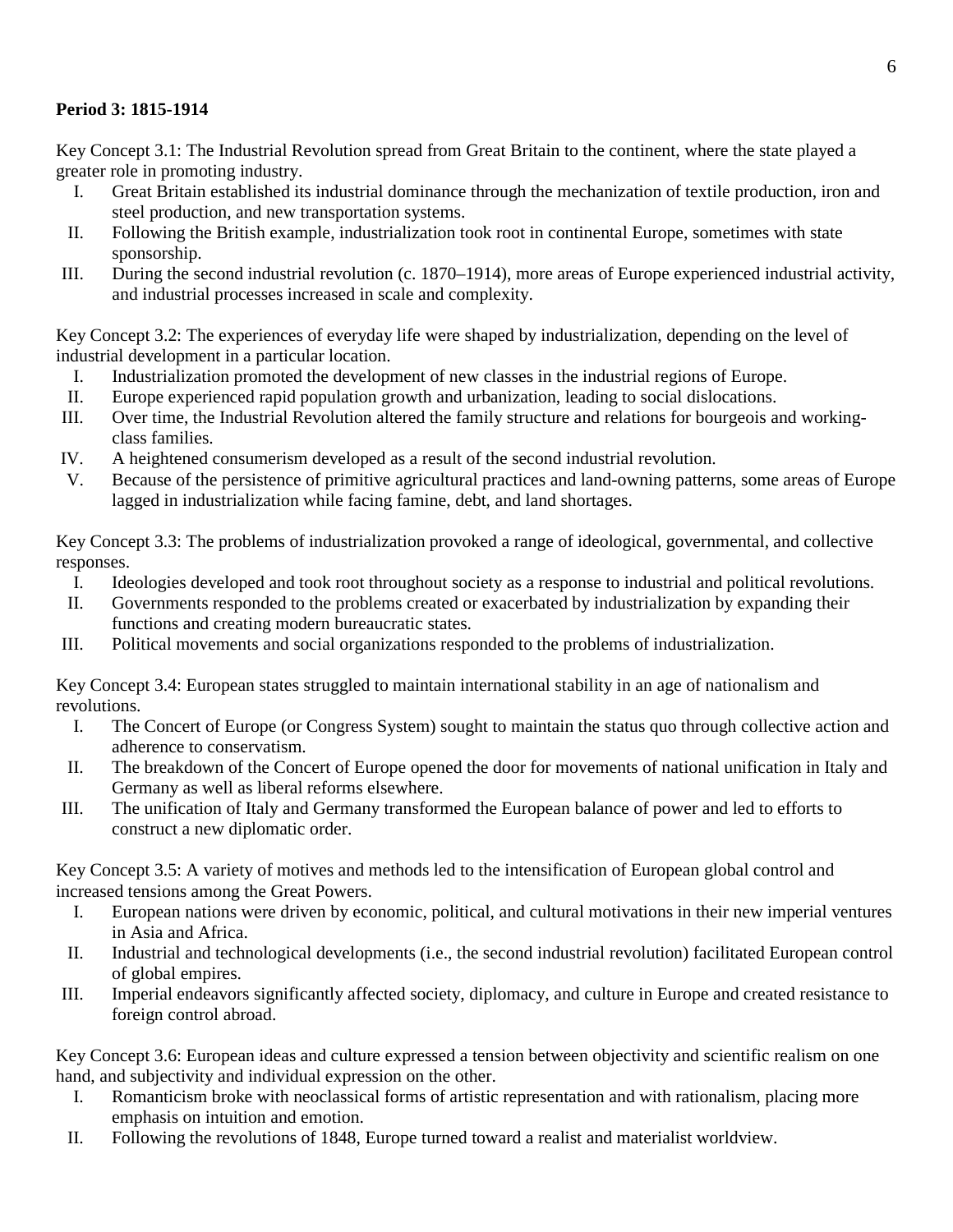**Period 3: 1815-1914**

Key Concept 3.1: The Industrial Revolution spread from Great Britain to the continent, where the state played a greater role in promoting industry.

I. Great Britain established its industrial dominance through the mechanization of textile production, iron and steel production, and new transportation systems.
II. Following the British example, industrialization took root in continental Europe, sometimes with state sponsorship.
III. During the second industrial revolution (c. 1870–1914), more areas of Europe experienced industrial activity, and industrial processes increased in scale and complexity.

Key Concept 3.2: The experiences of everyday life were shaped by industrialization, depending on the level of industrial development in a particular location.

I. Industrialization promoted the development of new classes in the industrial regions of Europe.
II. Europe experienced rapid population growth and urbanization, leading to social dislocations.
III. Over time, the Industrial Revolution altered the family structure and relations for bourgeois and working-class families.
IV. A heightened consumerism developed as a result of the second industrial revolution.
V. Because of the persistence of primitive agricultural practices and land-owning patterns, some areas of Europe lagged in industrialization while facing famine, debt, and land shortages.

Key Concept 3.3: The problems of industrialization provoked a range of ideological, governmental, and collective responses.

I. Ideologies developed and took root throughout society as a response to industrial and political revolutions.
II. Governments responded to the problems created or exacerbated by industrialization by expanding their functions and creating modern bureaucratic states.
III. Political movements and social organizations responded to the problems of industrialization.

Key Concept 3.4: European states struggled to maintain international stability in an age of nationalism and revolutions.

I. The Concert of Europe (or Congress System) sought to maintain the status quo through collective action and adherence to conservatism.
II. The breakdown of the Concert of Europe opened the door for movements of national unification in Italy and Germany as well as liberal reforms elsewhere.
III. The unification of Italy and Germany transformed the European balance of power and led to efforts to construct a new diplomatic order.

Key Concept 3.5: A variety of motives and methods led to the intensification of European global control and increased tensions among the Great Powers.

I. European nations were driven by economic, political, and cultural motivations in their new imperial ventures in Asia and Africa.
II. Industrial and technological developments (i.e., the second industrial revolution) facilitated European control of global empires.
III. Imperial endeavors significantly affected society, diplomacy, and culture in Europe and created resistance to foreign control abroad.

Key Concept 3.6: European ideas and culture expressed a tension between objectivity and scientific realism on one hand, and subjectivity and individual expression on the other.

I. Romanticism broke with neoclassical forms of artistic representation and with rationalism, placing more emphasis on intuition and emotion.
II. Following the revolutions of 1848, Europe turned toward a realist and materialist worldview.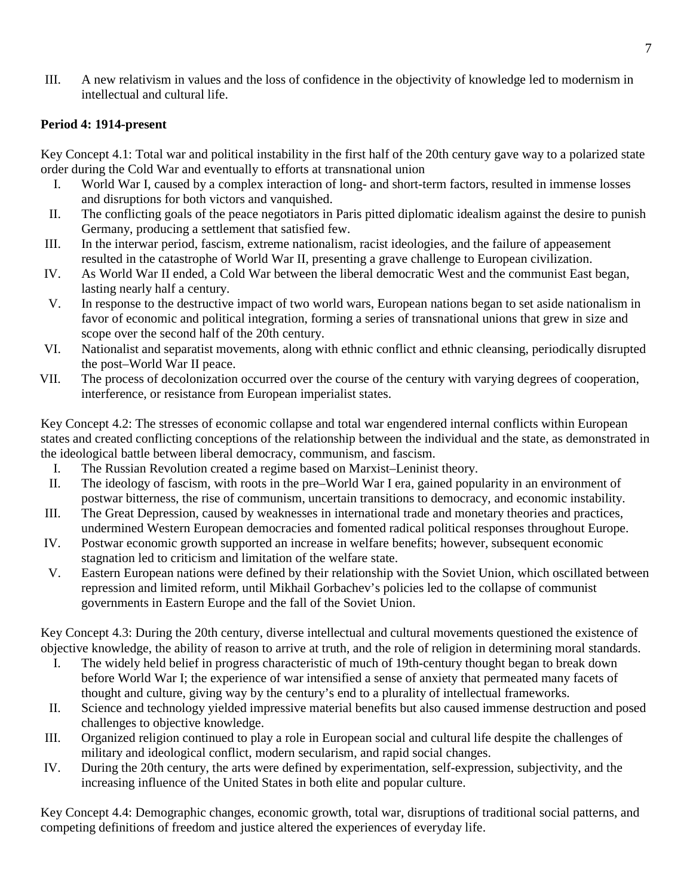III. A new relativism in values and the loss of confidence in the objectivity of knowledge led to modernism in intellectual and cultural life.

**Period 4: 1914-present**

Key Concept 4.1: Total war and political instability in the first half of the 20th century gave way to a polarized state order during the Cold War and eventually to efforts at transnational union

I. World War I, caused by a complex interaction of long- and short-term factors, resulted in immense losses and disruptions for both victors and vanquished.
II. The conflicting goals of the peace negotiators in Paris pitted diplomatic idealism against the desire to punish Germany, producing a settlement that satisfied few.
III. In the interwar period, fascism, extreme nationalism, racist ideologies, and the failure of appeasement resulted in the catastrophe of World War II, presenting a grave challenge to European civilization.
IV. As World War II ended, a Cold War between the liberal democratic West and the communist East began, lasting nearly half a century.
V. In response to the destructive impact of two world wars, European nations began to set aside nationalism in favor of economic and political integration, forming a series of transnational unions that grew in size and scope over the second half of the 20th century.
VI. Nationalist and separatist movements, along with ethnic conflict and ethnic cleansing, periodically disrupted the post–World War II peace.
VII. The process of decolonization occurred over the course of the century with varying degrees of cooperation, interference, or resistance from European imperialist states.

Key Concept 4.2: The stresses of economic collapse and total war engendered internal conflicts within European states and created conflicting conceptions of the relationship between the individual and the state, as demonstrated in the ideological battle between liberal democracy, communism, and fascism.

I. The Russian Revolution created a regime based on Marxist–Leninist theory.
II. The ideology of fascism, with roots in the pre–World War I era, gained popularity in an environment of postwar bitterness, the rise of communism, uncertain transitions to democracy, and economic instability.
III. The Great Depression, caused by weaknesses in international trade and monetary theories and practices, undermined Western European democracies and fomented radical political responses throughout Europe.
IV. Postwar economic growth supported an increase in welfare benefits; however, subsequent economic stagnation led to criticism and limitation of the welfare state.
V. Eastern European nations were defined by their relationship with the Soviet Union, which oscillated between repression and limited reform, until Mikhail Gorbachev's policies led to the collapse of communist governments in Eastern Europe and the fall of the Soviet Union.

Key Concept 4.3: During the 20th century, diverse intellectual and cultural movements questioned the existence of objective knowledge, the ability of reason to arrive at truth, and the role of religion in determining moral standards.

I. The widely held belief in progress characteristic of much of 19th-century thought began to break down before World War I; the experience of war intensified a sense of anxiety that permeated many facets of thought and culture, giving way by the century's end to a plurality of intellectual frameworks.
II. Science and technology yielded impressive material benefits but also caused immense destruction and posed challenges to objective knowledge.
III. Organized religion continued to play a role in European social and cultural life despite the challenges of military and ideological conflict, modern secularism, and rapid social changes.
IV. During the 20th century, the arts were defined by experimentation, self-expression, subjectivity, and the increasing influence of the United States in both elite and popular culture.

Key Concept 4.4: Demographic changes, economic growth, total war, disruptions of traditional social patterns, and competing definitions of freedom and justice altered the experiences of everyday life.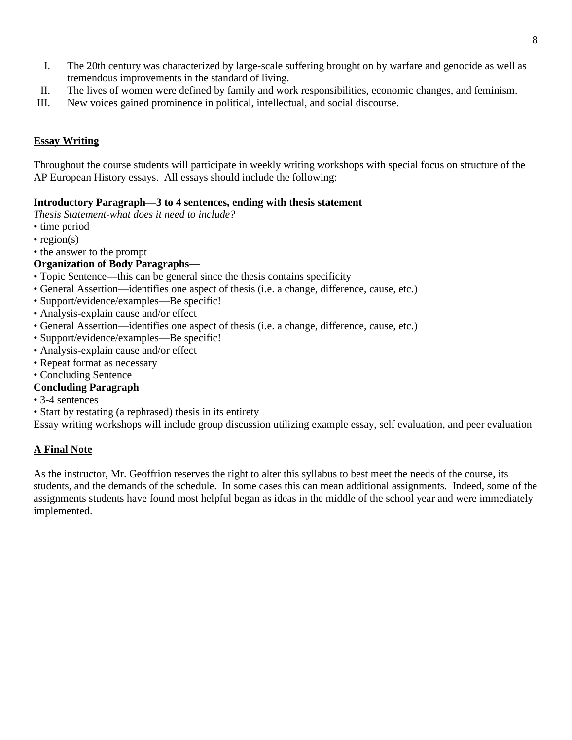I. The 20th century was characterized by large-scale suffering brought on by warfare and genocide as well as tremendous improvements in the standard of living.
II. The lives of women were defined by family and work responsibilities, economic changes, and feminism.
III. New voices gained prominence in political, intellectual, and social discourse.

## Essay Writing

Throughout the course students will participate in weekly writing workshops with special focus on structure of the AP European History essays. All essays should include the following:

**Introductory Paragraph—3 to 4 sentences, ending with thesis statement**

*Thesis Statement-what does it need to include?*

- time period
- region(s)
- the answer to the prompt

**Organization of Body Paragraphs—**

- Topic Sentence—this can be general since the thesis contains specificity
- General Assertion—identifies one aspect of thesis (i.e. a change, difference, cause, etc.)
- Support/evidence/examples—Be specific!
- Analysis-explain cause and/or effect
- General Assertion—identifies one aspect of thesis (i.e. a change, difference, cause, etc.)
- Support/evidence/examples—Be specific!
- Analysis-explain cause and/or effect
- Repeat format as necessary
- Concluding Sentence

**Concluding Paragraph**

- 3-4 sentences
- Start by restating (a rephrased) thesis in its entirety

Essay writing workshops will include group discussion utilizing example essay, self evaluation, and peer evaluation

## A Final Note

As the instructor, Mr. Geoffrion reserves the right to alter this syllabus to best meet the needs of the course, its students, and the demands of the schedule. In some cases this can mean additional assignments. Indeed, some of the assignments students have found most helpful began as ideas in the middle of the school year and were immediately implemented.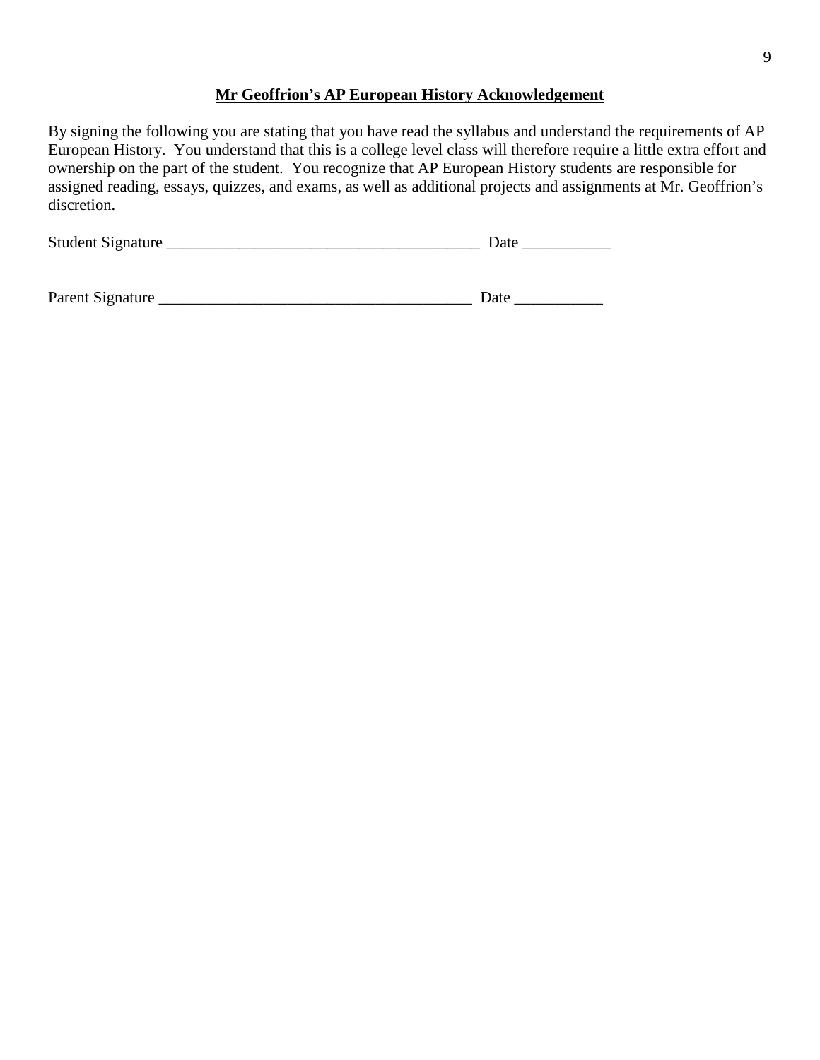**<u>Mr Geoffrion's AP European History Acknowledgement</u>**

By signing the following you are stating that you have read the syllabus and understand the requirements of AP European History. You understand that this is a college level class will therefore require a little extra effort and ownership on the part of the student. You recognize that AP European History students are responsible for assigned reading, essays, quizzes, and exams, as well as additional projects and assignments at Mr. Geoffrion's discretion.

Student Signature ________________________________________ Date ___________

Parent Signature ________________________________________ Date ___________